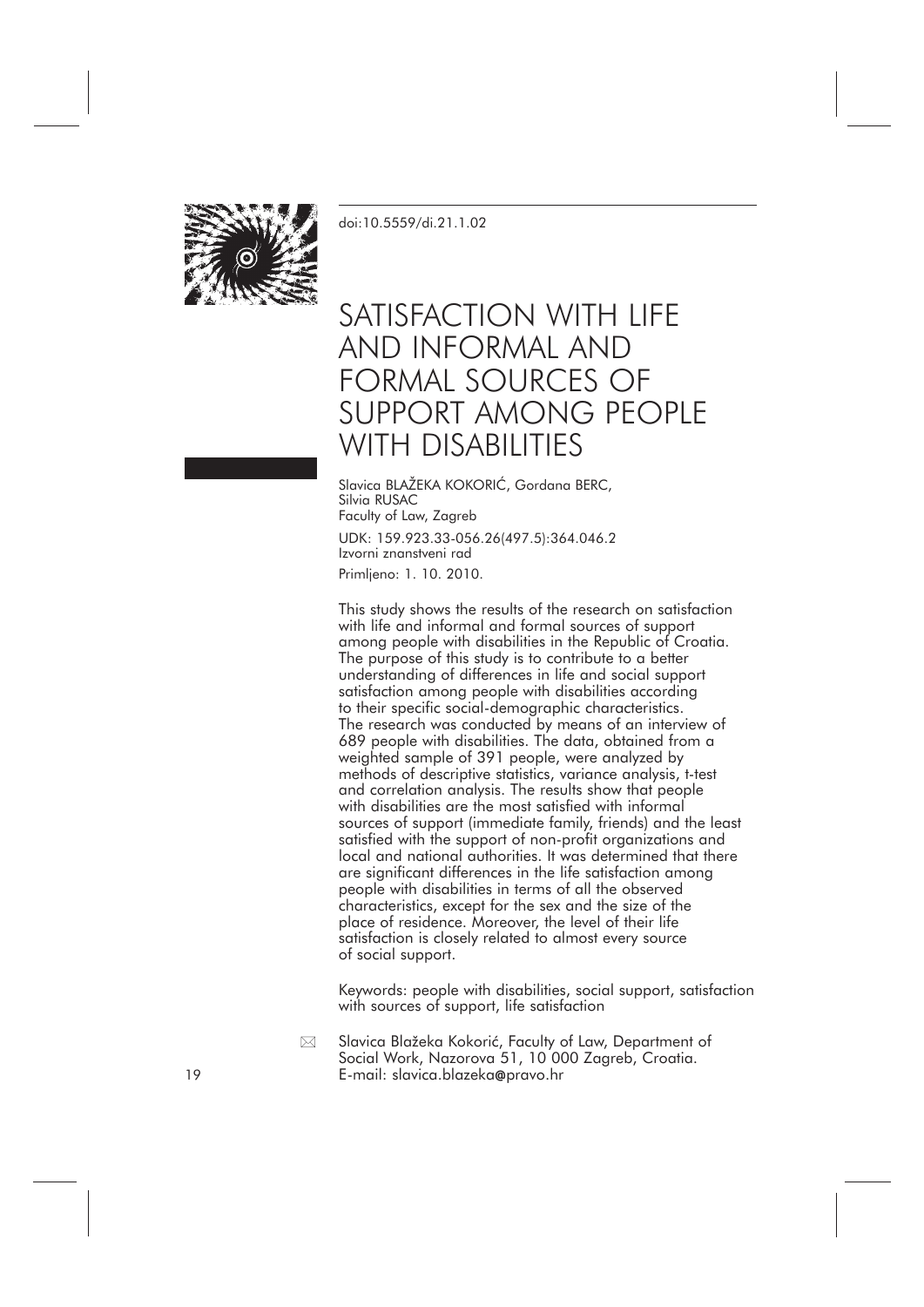doi:10.5559/di.21.1.02

# SATISFACTION WITH LIFE AND INFORMAL AND FORMAL SOURCES OF SUPPORT AMONG PEOPLE WITH DISABILITIES

Slavica BLAŽEKA KOKORIĆ, Gordana BERC, Silvia RUSAC
Faculty of Law, Zagreb

UDK: 159.923.33-056.26(497.5):364.046.2
Izvorni znanstveni rad
Primljeno: 1. 10. 2010.

This study shows the results of the research on satisfaction with life and informal and formal sources of support among people with disabilities in the Republic of Croatia. The purpose of this study is to contribute to a better understanding of differences in life and social support satisfaction among people with disabilities according to their specific social-demographic characteristics. The research was conducted by means of an interview of 689 people with disabilities. The data, obtained from a weighted sample of 391 people, were analyzed by methods of descriptive statistics, variance analysis, t-test and correlation analysis. The results show that people with disabilities are the most satisfied with informal sources of support (immediate family, friends) and the least satisfied with the support of non-profit organizations and local and national authorities. It was determined that there are significant differences in the life satisfaction among people with disabilities in terms of all the observed characteristics, except for the sex and the size of the place of residence. Moreover, the level of their life satisfaction is closely related to almost every source of social support.

Keywords: people with disabilities, social support, satisfaction with sources of support, life satisfaction

✉ Slavica Blažeka Kokorić, Faculty of Law, Department of Social Work, Nazorova 51, 10 000 Zagreb, Croatia. E-mail: slavica.blazeka@pravo.hr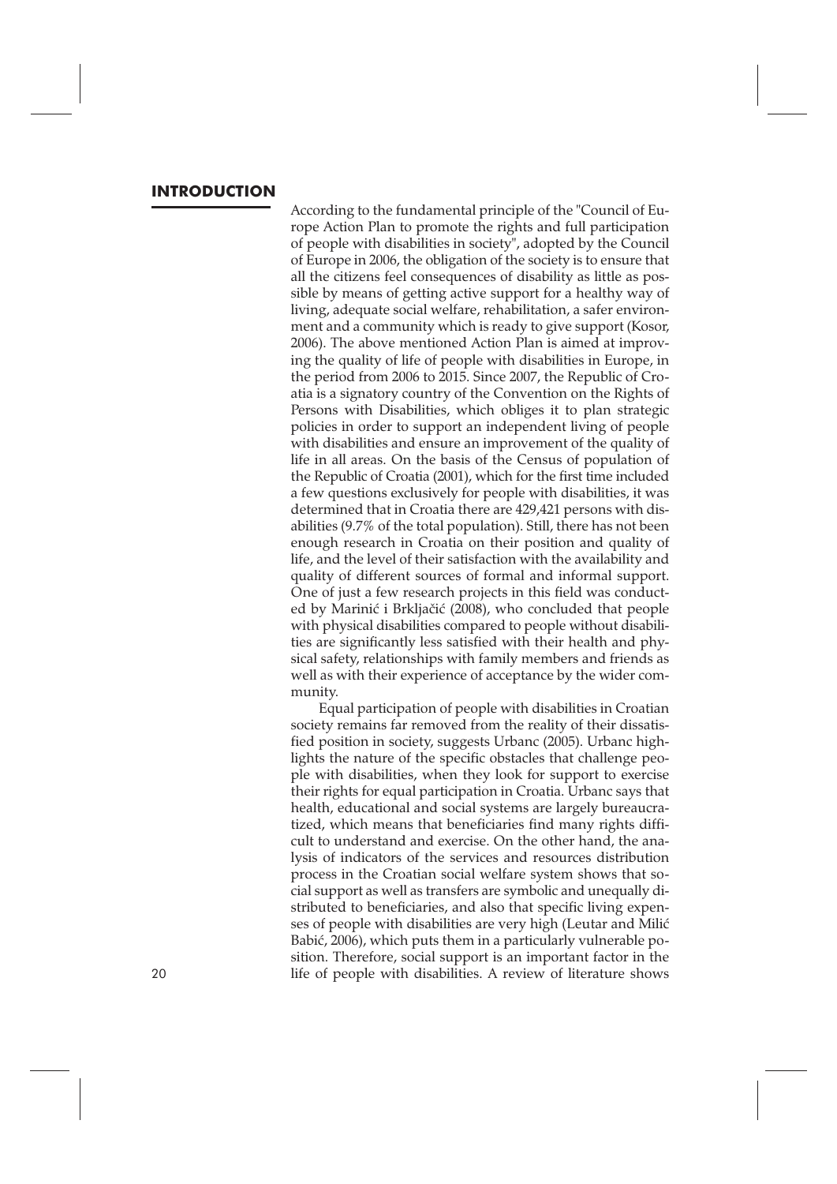## INTRODUCTION

According to the fundamental principle of the "Council of Europe Action Plan to promote the rights and full participation of people with disabilities in society", adopted by the Council of Europe in 2006, the obligation of the society is to ensure that all the citizens feel consequences of disability as little as possible by means of getting active support for a healthy way of living, adequate social welfare, rehabilitation, a safer environment and a community which is ready to give support (Kosor, 2006). The above mentioned Action Plan is aimed at improving the quality of life of people with disabilities in Europe, in the period from 2006 to 2015. Since 2007, the Republic of Croatia is a signatory country of the Convention on the Rights of Persons with Disabilities, which obliges it to plan strategic policies in order to support an independent living of people with disabilities and ensure an improvement of the quality of life in all areas. On the basis of the Census of population of the Republic of Croatia (2001), which for the first time included a few questions exclusively for people with disabilities, it was determined that in Croatia there are 429,421 persons with disabilities (9.7% of the total population). Still, there has not been enough research in Croatia on their position and quality of life, and the level of their satisfaction with the availability and quality of different sources of formal and informal support. One of just a few research projects in this field was conducted by Marinić i Brkljačić (2008), who concluded that people with physical disabilities compared to people without disabilities are significantly less satisfied with their health and physical safety, relationships with family members and friends as well as with their experience of acceptance by the wider community.

Equal participation of people with disabilities in Croatian society remains far removed from the reality of their dissatisfied position in society, suggests Urbanc (2005). Urbanc highlights the nature of the specific obstacles that challenge people with disabilities, when they look for support to exercise their rights for equal participation in Croatia. Urbanc says that health, educational and social systems are largely bureaucratized, which means that beneficiaries find many rights difficult to understand and exercise. On the other hand, the analysis of indicators of the services and resources distribution process in the Croatian social welfare system shows that social support as well as transfers are symbolic and unequally distributed to beneficiaries, and also that specific living expenses of people with disabilities are very high (Leutar and Milić Babić, 2006), which puts them in a particularly vulnerable position. Therefore, social support is an important factor in the life of people with disabilities. A review of literature shows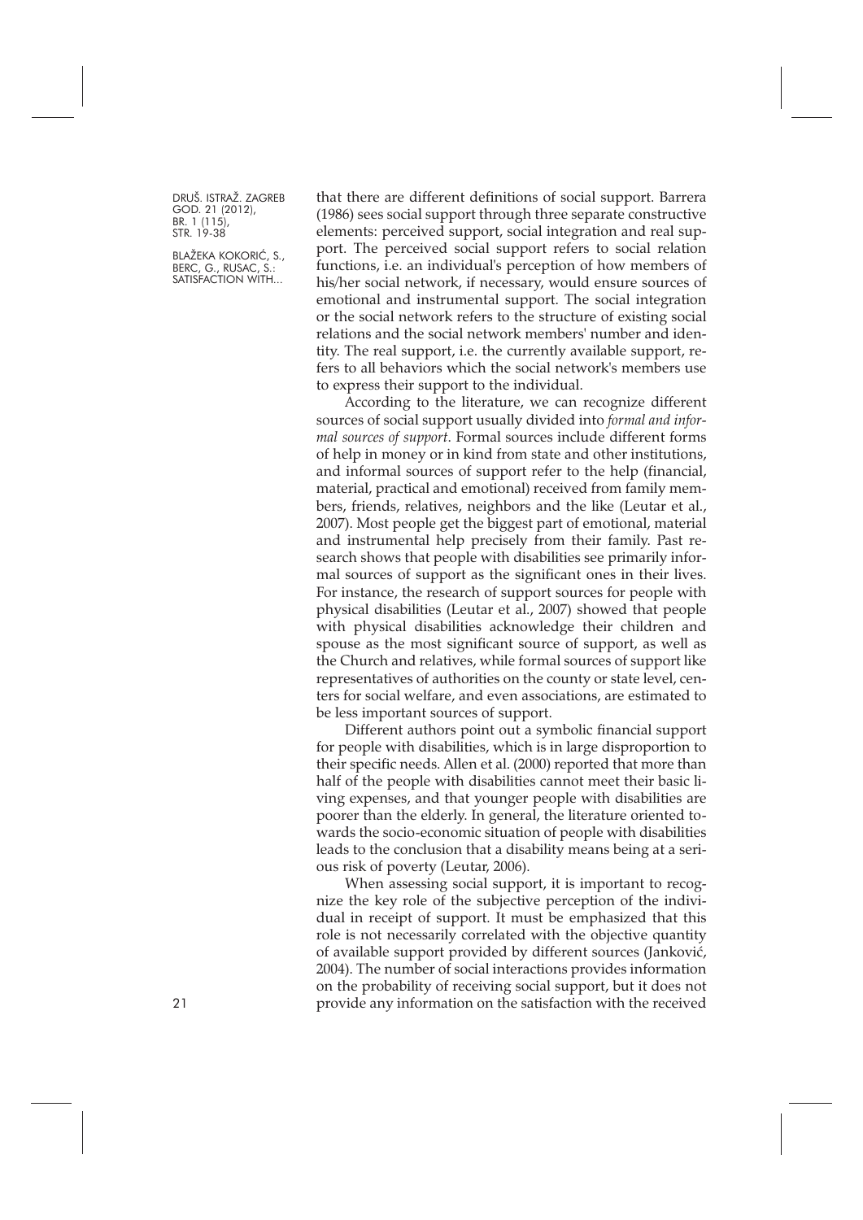that there are different definitions of social support. Barrera (1986) sees social support through three separate constructive elements: perceived support, social integration and real support. The perceived social support refers to social relation functions, i.e. an individual's perception of how members of his/her social network, if necessary, would ensure sources of emotional and instrumental support. The social integration or the social network refers to the structure of existing social relations and the social network members' number and identity. The real support, i.e. the currently available support, refers to all behaviors which the social network's members use to express their support to the individual.

According to the literature, we can recognize different sources of social support usually divided into *formal and informal sources of support*. Formal sources include different forms of help in money or in kind from state and other institutions, and informal sources of support refer to the help (financial, material, practical and emotional) received from family members, friends, relatives, neighbors and the like (Leutar et al., 2007). Most people get the biggest part of emotional, material and instrumental help precisely from their family. Past research shows that people with disabilities see primarily informal sources of support as the significant ones in their lives. For instance, the research of support sources for people with physical disabilities (Leutar et al., 2007) showed that people with physical disabilities acknowledge their children and spouse as the most significant source of support, as well as the Church and relatives, while formal sources of support like representatives of authorities on the county or state level, centers for social welfare, and even associations, are estimated to be less important sources of support.

Different authors point out a symbolic financial support for people with disabilities, which is in large disproportion to their specific needs. Allen et al. (2000) reported that more than half of the people with disabilities cannot meet their basic living expenses, and that younger people with disabilities are poorer than the elderly. In general, the literature oriented towards the socio-economic situation of people with disabilities leads to the conclusion that a disability means being at a serious risk of poverty (Leutar, 2006).

When assessing social support, it is important to recognize the key role of the subjective perception of the individual in receipt of support. It must be emphasized that this role is not necessarily correlated with the objective quantity of available support provided by different sources (Janković, 2004). The number of social interactions provides information on the probability of receiving social support, but it does not provide any information on the satisfaction with the received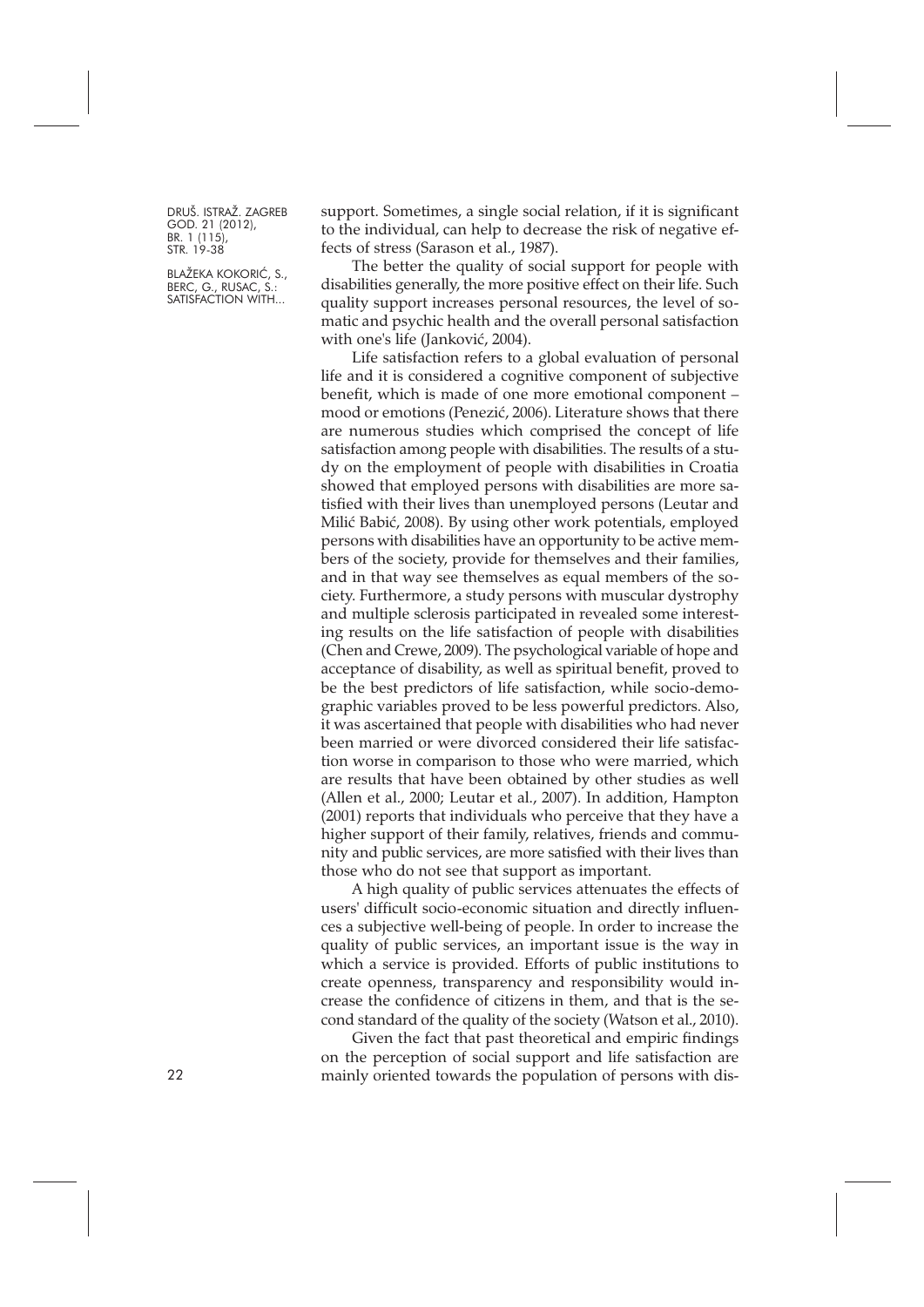support. Sometimes, a single social relation, if it is significant to the individual, can help to decrease the risk of negative effects of stress (Sarason et al., 1987).

The better the quality of social support for people with disabilities generally, the more positive effect on their life. Such quality support increases personal resources, the level of somatic and psychic health and the overall personal satisfaction with one's life (Janković, 2004).

Life satisfaction refers to a global evaluation of personal life and it is considered a cognitive component of subjective benefit, which is made of one more emotional component – mood or emotions (Penezić, 2006). Literature shows that there are numerous studies which comprised the concept of life satisfaction among people with disabilities. The results of a study on the employment of people with disabilities in Croatia showed that employed persons with disabilities are more satisfied with their lives than unemployed persons (Leutar and Milić Babić, 2008). By using other work potentials, employed persons with disabilities have an opportunity to be active members of the society, provide for themselves and their families, and in that way see themselves as equal members of the society. Furthermore, a study persons with muscular dystrophy and multiple sclerosis participated in revealed some interesting results on the life satisfaction of people with disabilities (Chen and Crewe, 2009). The psychological variable of hope and acceptance of disability, as well as spiritual benefit, proved to be the best predictors of life satisfaction, while socio-demographic variables proved to be less powerful predictors. Also, it was ascertained that people with disabilities who had never been married or were divorced considered their life satisfaction worse in comparison to those who were married, which are results that have been obtained by other studies as well (Allen et al., 2000; Leutar et al., 2007). In addition, Hampton (2001) reports that individuals who perceive that they have a higher support of their family, relatives, friends and community and public services, are more satisfied with their lives than those who do not see that support as important.

A high quality of public services attenuates the effects of users' difficult socio-economic situation and directly influences a subjective well-being of people. In order to increase the quality of public services, an important issue is the way in which a service is provided. Efforts of public institutions to create openness, transparency and responsibility would increase the confidence of citizens in them, and that is the second standard of the quality of the society (Watson et al., 2010).

Given the fact that past theoretical and empiric findings on the perception of social support and life satisfaction are mainly oriented towards the population of persons with dis-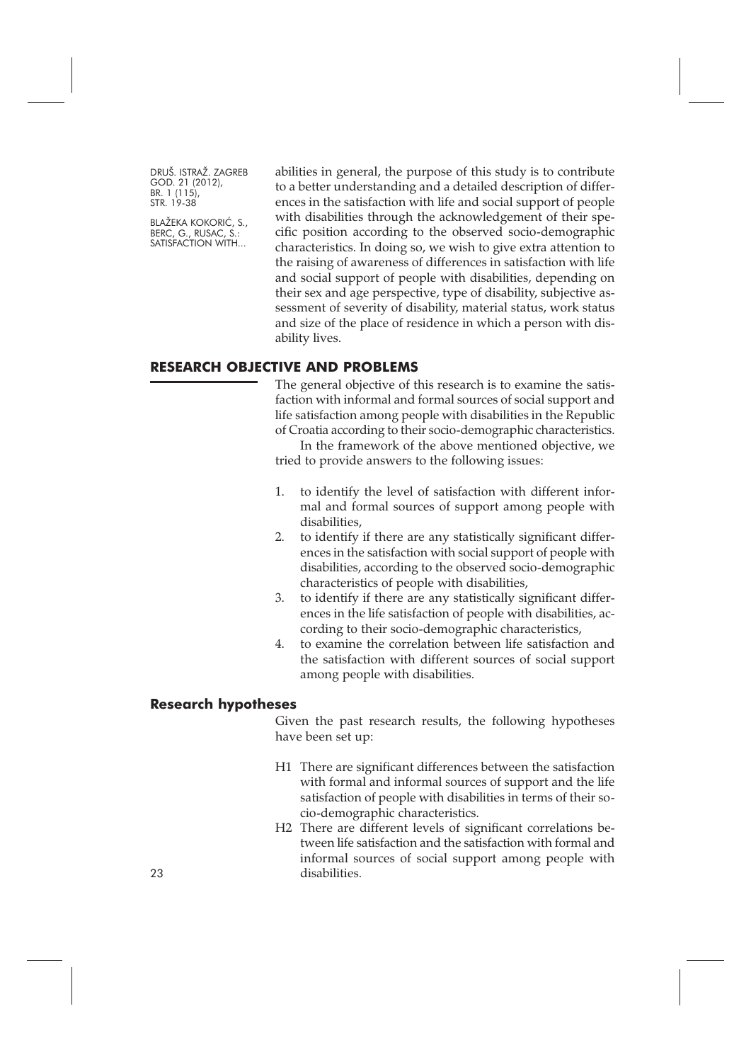abilities in general, the purpose of this study is to contribute to a better understanding and a detailed description of differences in the satisfaction with life and social support of people with disabilities through the acknowledgement of their specific position according to the observed socio-demographic characteristics. In doing so, we wish to give extra attention to the raising of awareness of differences in satisfaction with life and social support of people with disabilities, depending on their sex and age perspective, type of disability, subjective assessment of severity of disability, material status, work status and size of the place of residence in which a person with disability lives.

## RESEARCH OBJECTIVE AND PROBLEMS

The general objective of this research is to examine the satisfaction with informal and formal sources of social support and life satisfaction among people with disabilities in the Republic of Croatia according to their socio-demographic characteristics.

In the framework of the above mentioned objective, we tried to provide answers to the following issues:

1. to identify the level of satisfaction with different informal and formal sources of support among people with disabilities,
2. to identify if there are any statistically significant differences in the satisfaction with social support of people with disabilities, according to the observed socio-demographic characteristics of people with disabilities,
3. to identify if there are any statistically significant differences in the life satisfaction of people with disabilities, according to their socio-demographic characteristics,
4. to examine the correlation between life satisfaction and the satisfaction with different sources of social support among people with disabilities.

### Research hypotheses

Given the past research results, the following hypotheses have been set up:

- H1 There are significant differences between the satisfaction with formal and informal sources of support and the life satisfaction of people with disabilities in terms of their socio-demographic characteristics.
- H2 There are different levels of significant correlations between life satisfaction and the satisfaction with formal and informal sources of social support among people with disabilities.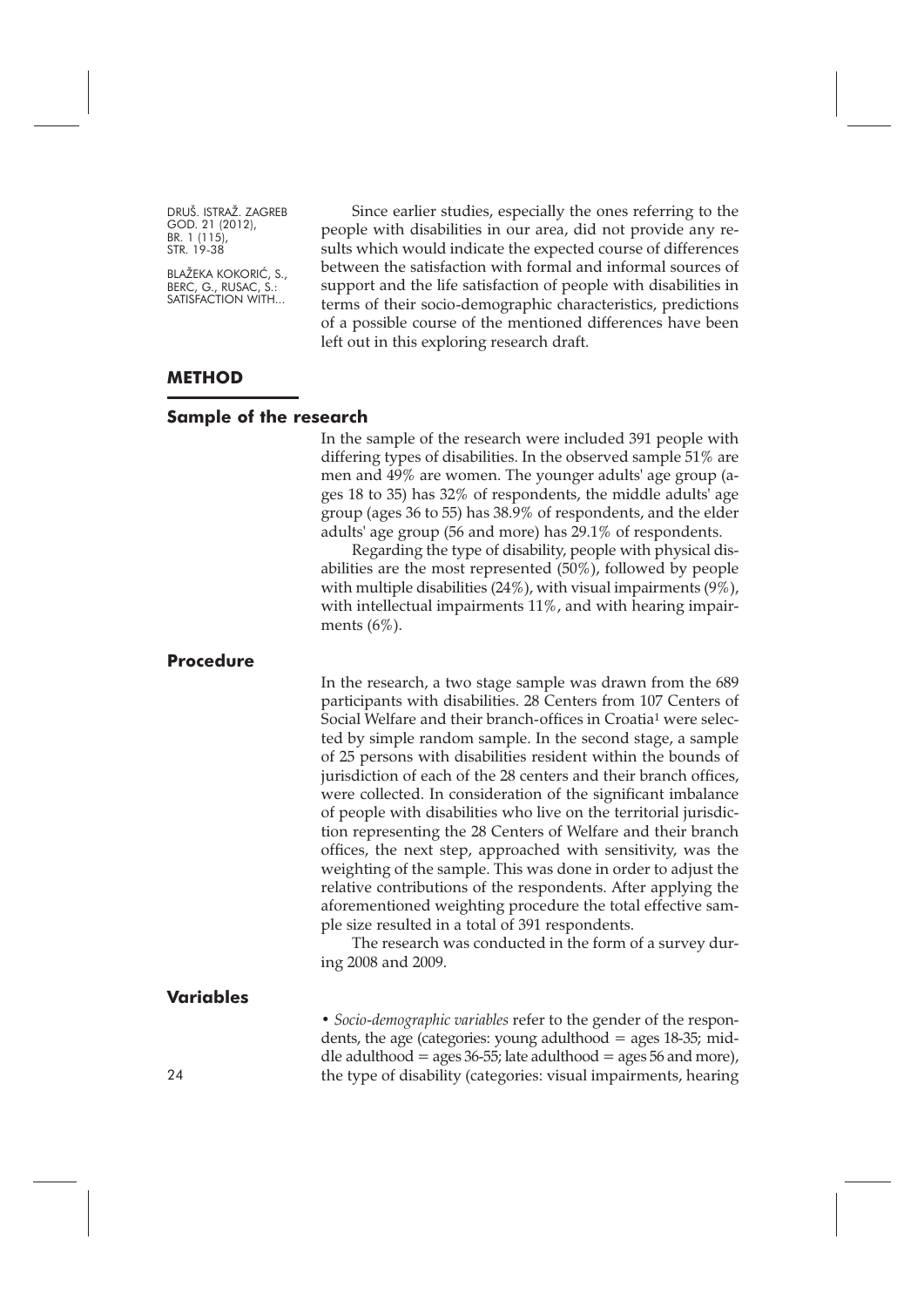Since earlier studies, especially the ones referring to the people with disabilities in our area, did not provide any results which would indicate the expected course of differences between the satisfaction with formal and informal sources of support and the life satisfaction of people with disabilities in terms of their socio-demographic characteristics, predictions of a possible course of the mentioned differences have been left out in this exploring research draft.

## METHOD

### Sample of the research

In the sample of the research were included 391 people with differing types of disabilities. In the observed sample 51% are men and 49% are women. The younger adults' age group (ages 18 to 35) has 32% of respondents, the middle adults' age group (ages 36 to 55) has 38.9% of respondents, and the elder adults' age group (56 and more) has 29.1% of respondents.

Regarding the type of disability, people with physical disabilities are the most represented (50%), followed by people with multiple disabilities (24%), with visual impairments (9%), with intellectual impairments 11%, and with hearing impairments (6%).

### Procedure

In the research, a two stage sample was drawn from the 689 participants with disabilities. 28 Centers from 107 Centers of Social Welfare and their branch-offices in Croatia[1] were selected by simple random sample. In the second stage, a sample of 25 persons with disabilities resident within the bounds of jurisdiction of each of the 28 centers and their branch offices, were collected. In consideration of the significant imbalance of people with disabilities who live on the territorial jurisdiction representing the 28 Centers of Welfare and their branch offices, the next step, approached with sensitivity, was the weighting of the sample. This was done in order to adjust the relative contributions of the respondents. After applying the aforementioned weighting procedure the total effective sample size resulted in a total of 391 respondents.

The research was conducted in the form of a survey during 2008 and 2009.

### Variables

• *Socio-demographic variables* refer to the gender of the respondents, the age (categories: young adulthood = ages 18-35; middle adulthood = ages 36-55; late adulthood = ages 56 and more), the type of disability (categories: visual impairments, hearing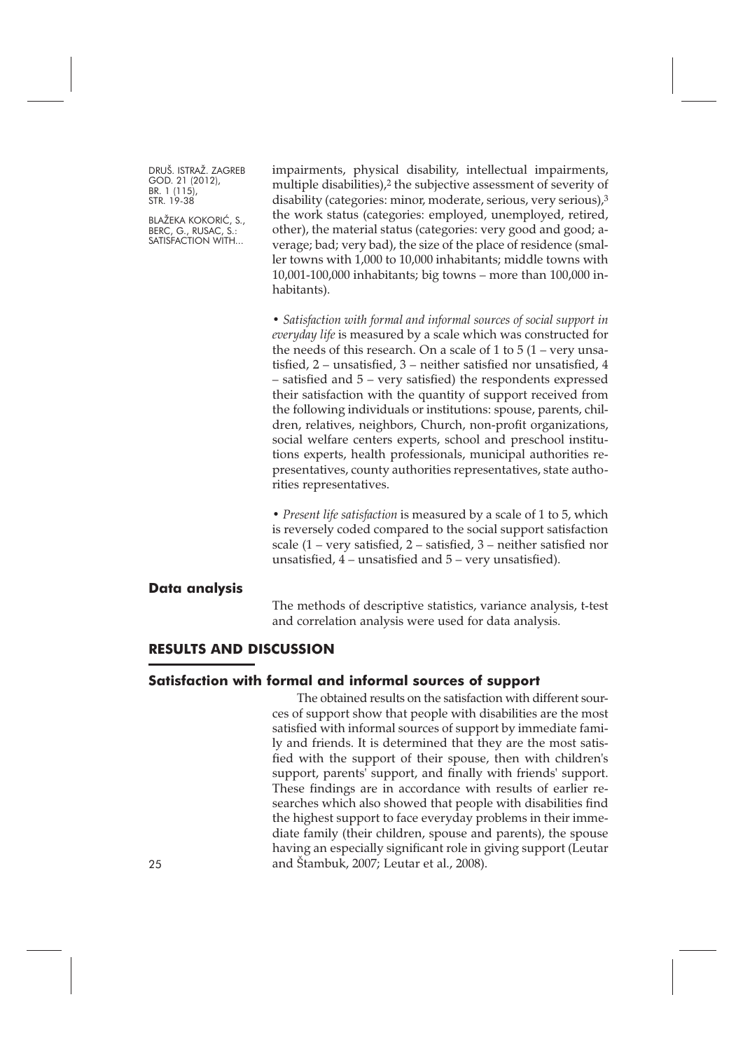impairments, physical disability, intellectual impairments, multiple disabilities),[2] the subjective assessment of severity of disability (categories: minor, moderate, serious, very serious),[3] the work status (categories: employed, unemployed, retired, other), the material status (categories: very good and good; average; bad; very bad), the size of the place of residence (smaller towns with 1,000 to 10,000 inhabitants; middle towns with 10,001-100,000 inhabitants; big towns – more than 100,000 inhabitants).

• *Satisfaction with formal and informal sources of social support in everyday life* is measured by a scale which was constructed for the needs of this research. On a scale of 1 to 5 (1 – very unsatisfied, 2 – unsatisfied, 3 – neither satisfied nor unsatisfied, 4 – satisfied and 5 – very satisfied) the respondents expressed their satisfaction with the quantity of support received from the following individuals or institutions: spouse, parents, children, relatives, neighbors, Church, non-profit organizations, social welfare centers experts, school and preschool institutions experts, health professionals, municipal authorities representatives, county authorities representatives, state authorities representatives.

• *Present life satisfaction* is measured by a scale of 1 to 5, which is reversely coded compared to the social support satisfaction scale (1 – very satisfied, 2 – satisfied, 3 – neither satisfied nor unsatisfied, 4 – unsatisfied and 5 – very unsatisfied).

### Data analysis

The methods of descriptive statistics, variance analysis, t-test and correlation analysis were used for data analysis.

## RESULTS AND DISCUSSION

### Satisfaction with formal and informal sources of support

The obtained results on the satisfaction with different sources of support show that people with disabilities are the most satisfied with informal sources of support by immediate family and friends. It is determined that they are the most satisfied with the support of their spouse, then with children's support, parents' support, and finally with friends' support. These findings are in accordance with results of earlier researches which also showed that people with disabilities find the highest support to face everyday problems in their immediate family (their children, spouse and parents), the spouse having an especially significant role in giving support (Leutar and Štambuk, 2007; Leutar et al., 2008).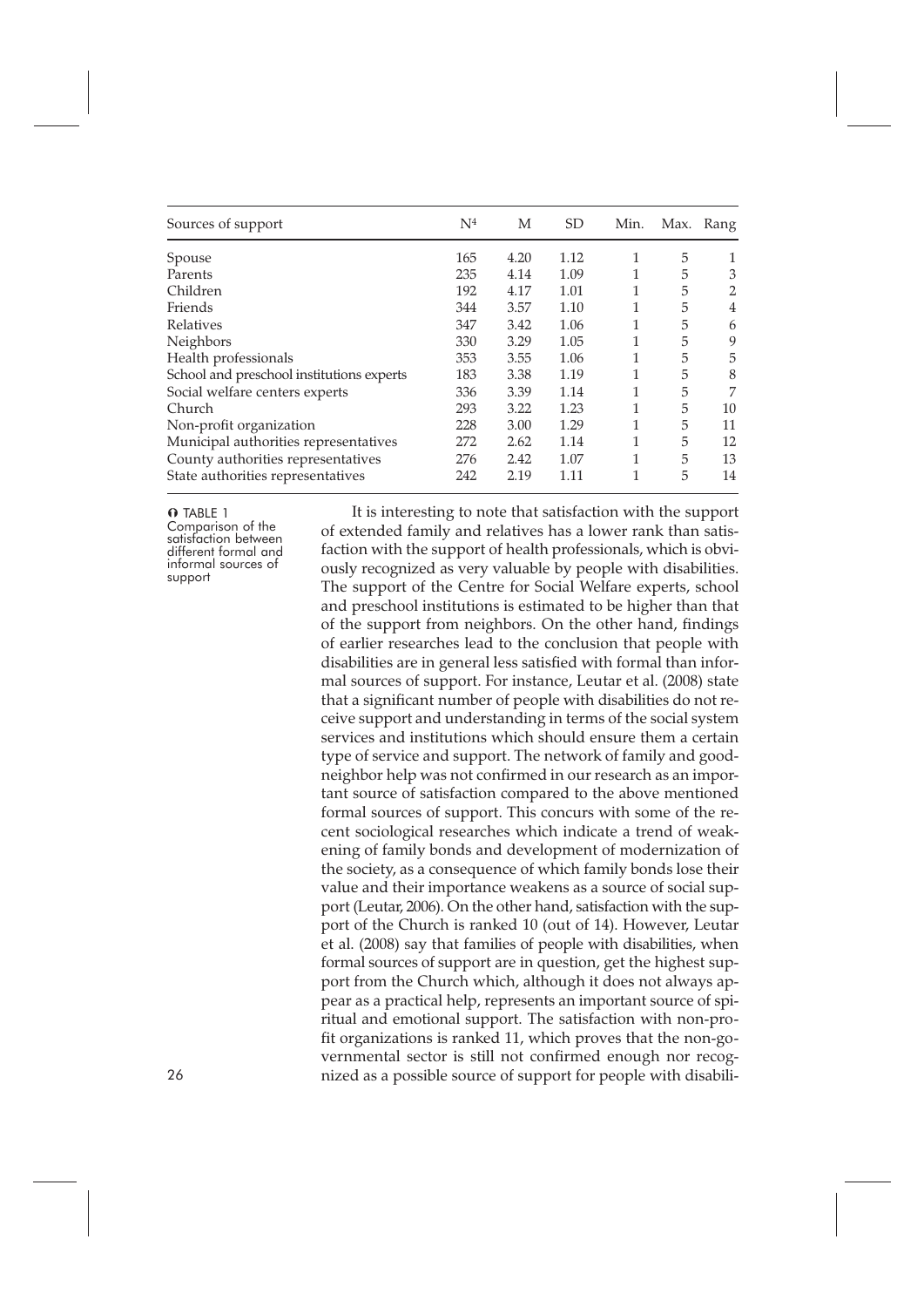| Sources of support | N[4] | M | SD | Min. | Max. | Rang |
|---|---|---|---|---|---|---|
| Spouse | 165 | 4.20 | 1.12 | 1 | 5 | 1 |
| Parents | 235 | 4.14 | 1.09 | 1 | 5 | 3 |
| Children | 192 | 4.17 | 1.01 | 1 | 5 | 2 |
| Friends | 344 | 3.57 | 1.10 | 1 | 5 | 4 |
| Relatives | 347 | 3.42 | 1.06 | 1 | 5 | 6 |
| Neighbors | 330 | 3.29 | 1.05 | 1 | 5 | 9 |
| Health professionals | 353 | 3.55 | 1.06 | 1 | 5 | 5 |
| School and preschool institutions experts | 183 | 3.38 | 1.19 | 1 | 5 | 8 |
| Social welfare centers experts | 336 | 3.39 | 1.14 | 1 | 5 | 7 |
| Church | 293 | 3.22 | 1.23 | 1 | 5 | 10 |
| Non-profit organization | 228 | 3.00 | 1.29 | 1 | 5 | 11 |
| Municipal authorities representatives | 272 | 2.62 | 1.14 | 1 | 5 | 12 |
| County authorities representatives | 276 | 2.42 | 1.07 | 1 | 5 | 13 |
| State authorities representatives | 242 | 2.19 | 1.11 | 1 | 5 | 14 |

TABLE 1
Comparison of the satisfaction between different formal and informal sources of support

It is interesting to note that satisfaction with the support of extended family and relatives has a lower rank than satisfaction with the support of health professionals, which is obviously recognized as very valuable by people with disabilities. The support of the Centre for Social Welfare experts, school and preschool institutions is estimated to be higher than that of the support from neighbors. On the other hand, findings of earlier researches lead to the conclusion that people with disabilities are in general less satisfied with formal than informal sources of support. For instance, Leutar et al. (2008) state that a significant number of people with disabilities do not receive support and understanding in terms of the social system services and institutions which should ensure them a certain type of service and support. The network of family and good-neighbor help was not confirmed in our research as an important source of satisfaction compared to the above mentioned formal sources of support. This concurs with some of the recent sociological researches which indicate a trend of weakening of family bonds and development of modernization of the society, as a consequence of which family bonds lose their value and their importance weakens as a source of social support (Leutar, 2006). On the other hand, satisfaction with the support of the Church is ranked 10 (out of 14). However, Leutar et al. (2008) say that families of people with disabilities, when formal sources of support are in question, get the highest support from the Church which, although it does not always appear as a practical help, represents an important source of spiritual and emotional support. The satisfaction with non-profit organizations is ranked 11, which proves that the non-governmental sector is still not confirmed enough nor recognized as a possible source of support for people with disabili-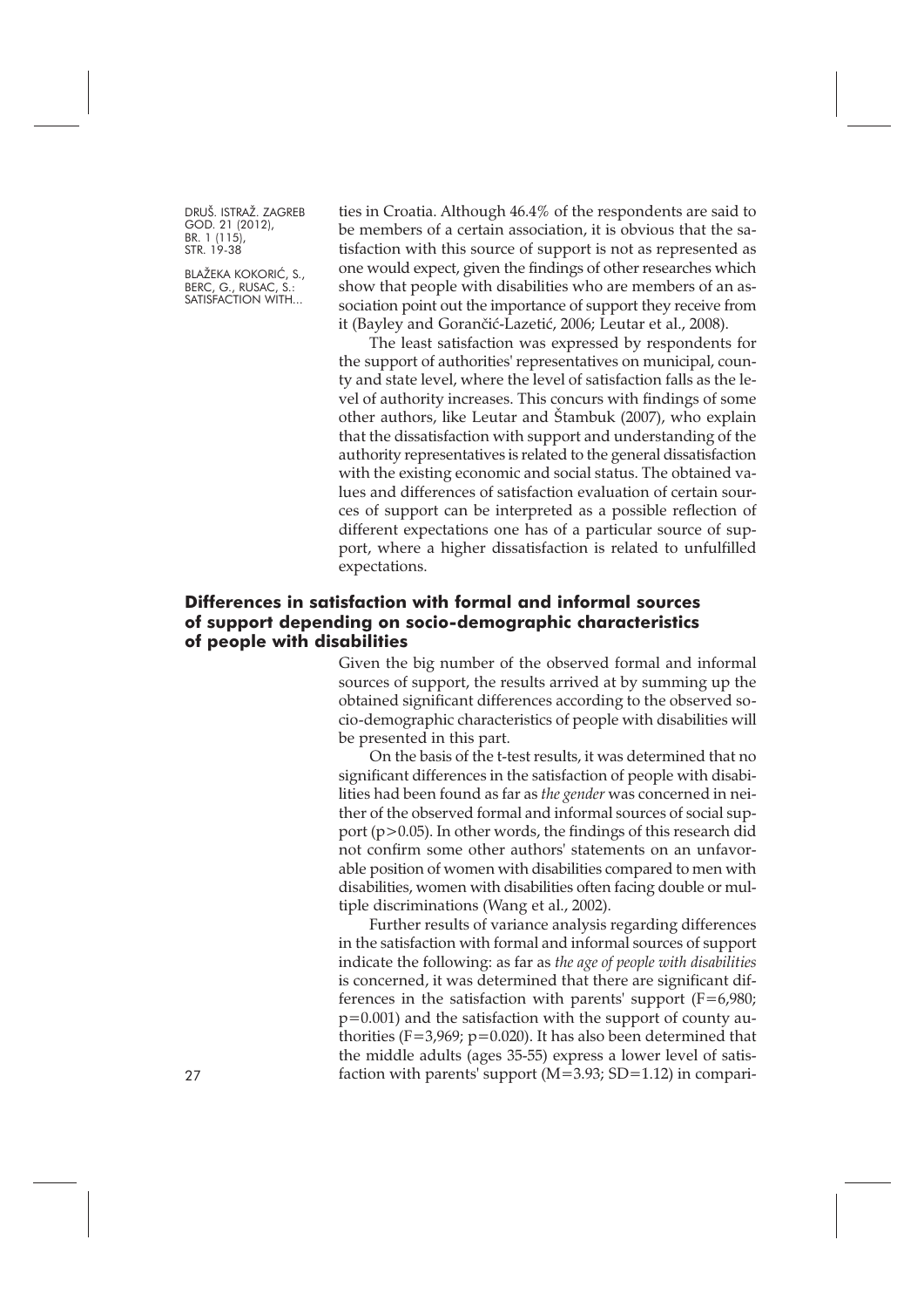ties in Croatia. Although 46.4% of the respondents are said to be members of a certain association, it is obvious that the satisfaction with this source of support is not as represented as one would expect, given the findings of other researches which show that people with disabilities who are members of an association point out the importance of support they receive from it (Bayley and Gorančić-Lazetić, 2006; Leutar et al., 2008).

The least satisfaction was expressed by respondents for the support of authorities' representatives on municipal, county and state level, where the level of satisfaction falls as the level of authority increases. This concurs with findings of some other authors, like Leutar and Štambuk (2007), who explain that the dissatisfaction with support and understanding of the authority representatives is related to the general dissatisfaction with the existing economic and social status. The obtained values and differences of satisfaction evaluation of certain sources of support can be interpreted as a possible reflection of different expectations one has of a particular source of support, where a higher dissatisfaction is related to unfulfilled expectations.

## Differences in satisfaction with formal and informal sources of support depending on socio-demographic characteristics of people with disabilities

Given the big number of the observed formal and informal sources of support, the results arrived at by summing up the obtained significant differences according to the observed socio-demographic characteristics of people with disabilities will be presented in this part.

On the basis of the t-test results, it was determined that no significant differences in the satisfaction of people with disabilities had been found as far as *the gender* was concerned in neither of the observed formal and informal sources of social support ($p>0.05$). In other words, the findings of this research did not confirm some other authors' statements on an unfavorable position of women with disabilities compared to men with disabilities, women with disabilities often facing double or multiple discriminations (Wang et al., 2002).

Further results of variance analysis regarding differences in the satisfaction with formal and informal sources of support indicate the following: as far as *the age of people with disabilities* is concerned, it was determined that there are significant differences in the satisfaction with parents' support ($F=6{,}980$; $p=0.001$) and the satisfaction with the support of county authorities ($F=3{,}969$; $p=0.020$). It has also been determined that the middle adults (ages 35-55) express a lower level of satisfaction with parents' support ($M=3.93$; $SD=1.12$) in compari-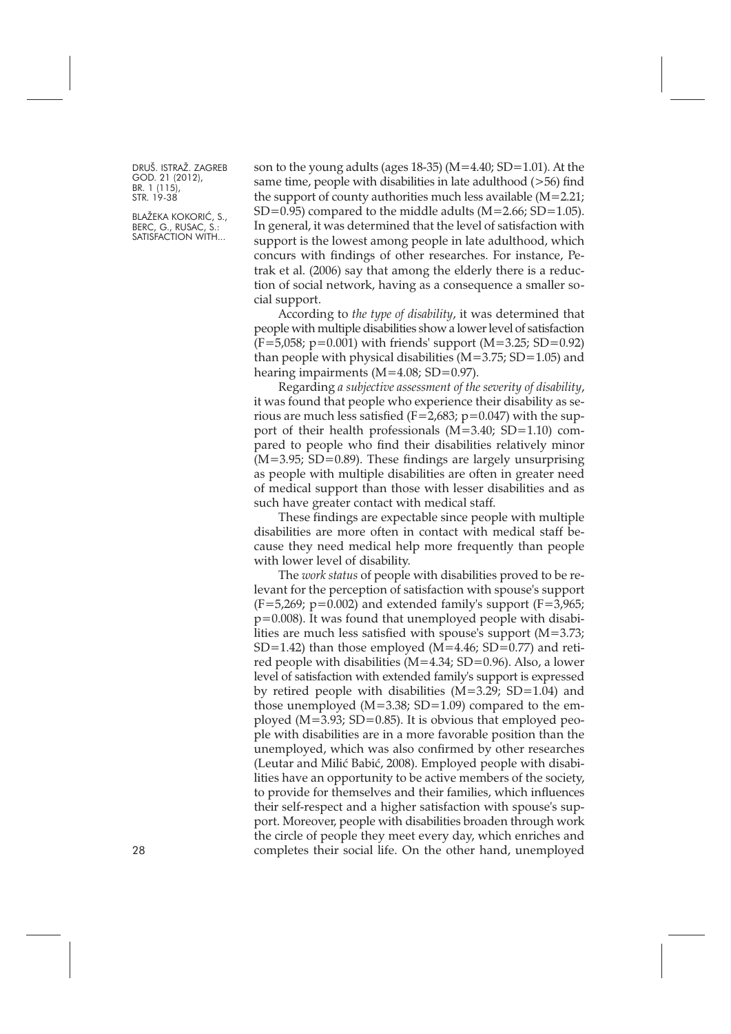son to the young adults (ages 18-35) ($M=4.40$; $SD=1.01$). At the same time, people with disabilities in late adulthood (>56) find the support of county authorities much less available ($M=2.21$; $SD=0.95$) compared to the middle adults ($M=2.66$; $SD=1.05$). In general, it was determined that the level of satisfaction with support is the lowest among people in late adulthood, which concurs with findings of other researches. For instance, Petrak et al. (2006) say that among the elderly there is a reduction of social network, having as a consequence a smaller social support.

According to *the type of disability*, it was determined that people with multiple disabilities show a lower level of satisfaction ($F=5{,}058$; $p=0.001$) with friends' support ($M=3.25$; $SD=0.92$) than people with physical disabilities ($M=3.75$; $SD=1.05$) and hearing impairments ($M=4.08$; $SD=0.97$).

Regarding *a subjective assessment of the severity of disability*, it was found that people who experience their disability as serious are much less satisfied ($F=2{,}683$; $p=0.047$) with the support of their health professionals ($M=3.40$; $SD=1.10$) compared to people who find their disabilities relatively minor ($M=3.95$; $SD=0.89$). These findings are largely unsurprising as people with multiple disabilities are often in greater need of medical support than those with lesser disabilities and as such have greater contact with medical staff.

These findings are expectable since people with multiple disabilities are more often in contact with medical staff because they need medical help more frequently than people with lower level of disability.

The *work status* of people with disabilities proved to be relevant for the perception of satisfaction with spouse's support ($F=5{,}269$; $p=0.002$) and extended family's support ($F=3{,}965$; $p=0.008$). It was found that unemployed people with disabilities are much less satisfied with spouse's support ($M=3.73$; $SD=1.42$) than those employed ($M=4.46$; $SD=0.77$) and retired people with disabilities ($M=4.34$; $SD=0.96$). Also, a lower level of satisfaction with extended family's support is expressed by retired people with disabilities ($M=3.29$; $SD=1.04$) and those unemployed ($M=3.38$; $SD=1.09$) compared to the employed ($M=3.93$; $SD=0.85$). It is obvious that employed people with disabilities are in a more favorable position than the unemployed, which was also confirmed by other researches (Leutar and Milić Babić, 2008). Employed people with disabilities have an opportunity to be active members of the society, to provide for themselves and their families, which influences their self-respect and a higher satisfaction with spouse's support. Moreover, people with disabilities broaden through work the circle of people they meet every day, which enriches and completes their social life. On the other hand, unemployed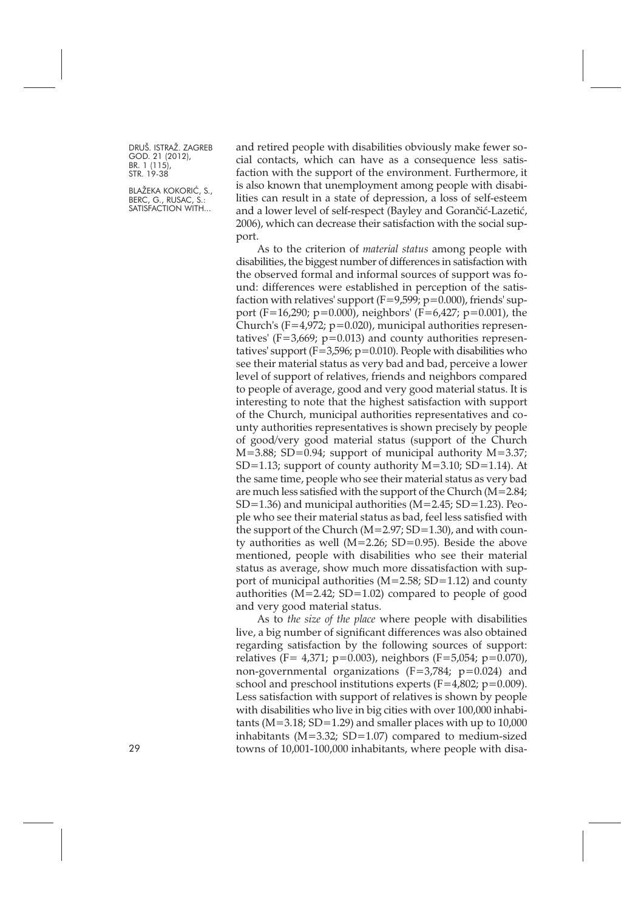and retired people with disabilities obviously make fewer social contacts, which can have as a consequence less satisfaction with the support of the environment. Furthermore, it is also known that unemployment among people with disabilities can result in a state of depression, a loss of self-esteem and a lower level of self-respect (Bayley and Gorančić-Lazetić, 2006), which can decrease their satisfaction with the social support.

As to the criterion of *material status* among people with disabilities, the biggest number of differences in satisfaction with the observed formal and informal sources of support was found: differences were established in perception of the satisfaction with relatives' support ($F=9{,}599$; $p=0.000$), friends' support ($F=16{,}290$; $p=0.000$), neighbors' ($F=6{,}427$; $p=0.001$), the Church's ($F=4{,}972$; $p=0.020$), municipal authorities representatives' ($F=3{,}669$; $p=0.013$) and county authorities representatives' support ($F=3{,}596$; $p=0.010$). People with disabilities who see their material status as very bad and bad, perceive a lower level of support of relatives, friends and neighbors compared to people of average, good and very good material status. It is interesting to note that the highest satisfaction with support of the Church, municipal authorities representatives and county authorities representatives is shown precisely by people of good/very good material status (support of the Church $M=3.88$; $SD=0.94$; support of municipal authority $M=3.37$; $SD=1.13$; support of county authority $M=3.10$; $SD=1.14$). At the same time, people who see their material status as very bad are much less satisfied with the support of the Church ($M=2.84$; $SD=1.36$) and municipal authorities ($M=2.45$; $SD=1.23$). People who see their material status as bad, feel less satisfied with the support of the Church ($M=2.97$; $SD=1.30$), and with county authorities as well ($M=2.26$; $SD=0.95$). Beside the above mentioned, people with disabilities who see their material status as average, show much more dissatisfaction with support of municipal authorities ($M=2.58$; $SD=1.12$) and county authorities ($M=2.42$; $SD=1.02$) compared to people of good and very good material status.

As to *the size of the place* where people with disabilities live, a big number of significant differences was also obtained regarding satisfaction by the following sources of support: relatives ($F= 4{,}371$; $p=0.003$), neighbors ($F=5{,}054$; $p=0.070$), non-governmental organizations ($F=3{,}784$; $p=0.024$) and school and preschool institutions experts ($F=4{,}802$; $p=0.009$). Less satisfaction with support of relatives is shown by people with disabilities who live in big cities with over 100,000 inhabitants ($M=3.18$; $SD=1.29$) and smaller places with up to 10,000 inhabitants ($M=3.32$; $SD=1.07$) compared to medium-sized towns of 10,001-100,000 inhabitants, where people with disa-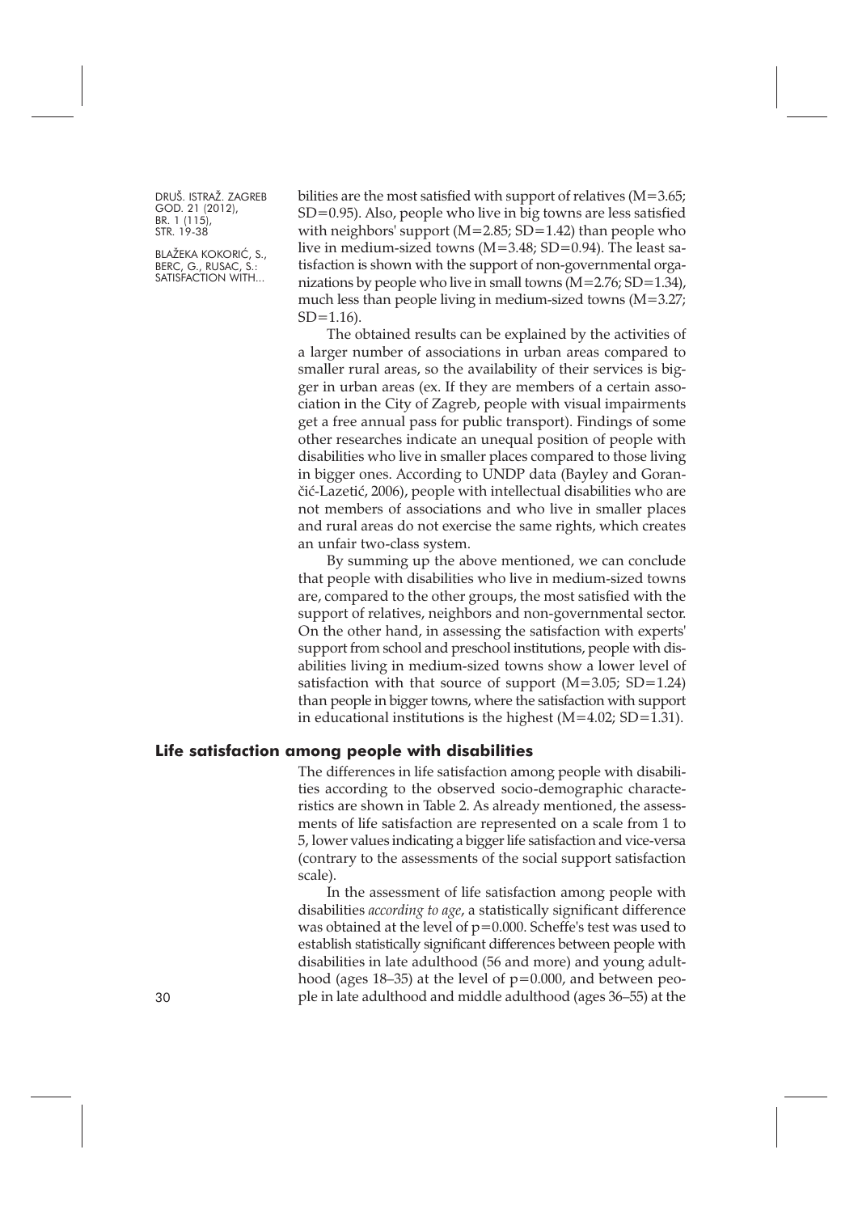bilities are the most satisfied with support of relatives (M=3.65; SD=0.95). Also, people who live in big towns are less satisfied with neighbors' support (M=2.85; SD=1.42) than people who live in medium-sized towns (M=3.48; SD=0.94). The least satisfaction is shown with the support of non-governmental organizations by people who live in small towns (M=2.76; SD=1.34), much less than people living in medium-sized towns (M=3.27; SD=1.16).

The obtained results can be explained by the activities of a larger number of associations in urban areas compared to smaller rural areas, so the availability of their services is bigger in urban areas (ex. If they are members of a certain association in the City of Zagreb, people with visual impairments get a free annual pass for public transport). Findings of some other researches indicate an unequal position of people with disabilities who live in smaller places compared to those living in bigger ones. According to UNDP data (Bayley and Gorančić-Lazetić, 2006), people with intellectual disabilities who are not members of associations and who live in smaller places and rural areas do not exercise the same rights, which creates an unfair two-class system.

By summing up the above mentioned, we can conclude that people with disabilities who live in medium-sized towns are, compared to the other groups, the most satisfied with the support of relatives, neighbors and non-governmental sector. On the other hand, in assessing the satisfaction with experts' support from school and preschool institutions, people with disabilities living in medium-sized towns show a lower level of satisfaction with that source of support (M=3.05; SD=1.24) than people in bigger towns, where the satisfaction with support in educational institutions is the highest (M=4.02; SD=1.31).

## Life satisfaction among people with disabilities

The differences in life satisfaction among people with disabilities according to the observed socio-demographic characteristics are shown in Table 2. As already mentioned, the assessments of life satisfaction are represented on a scale from 1 to 5, lower values indicating a bigger life satisfaction and vice-versa (contrary to the assessments of the social support satisfaction scale).

In the assessment of life satisfaction among people with disabilities *according to age*, a statistically significant difference was obtained at the level of p=0.000. Scheffe's test was used to establish statistically significant differences between people with disabilities in late adulthood (56 and more) and young adulthood (ages 18–35) at the level of p=0.000, and between people in late adulthood and middle adulthood (ages 36–55) at the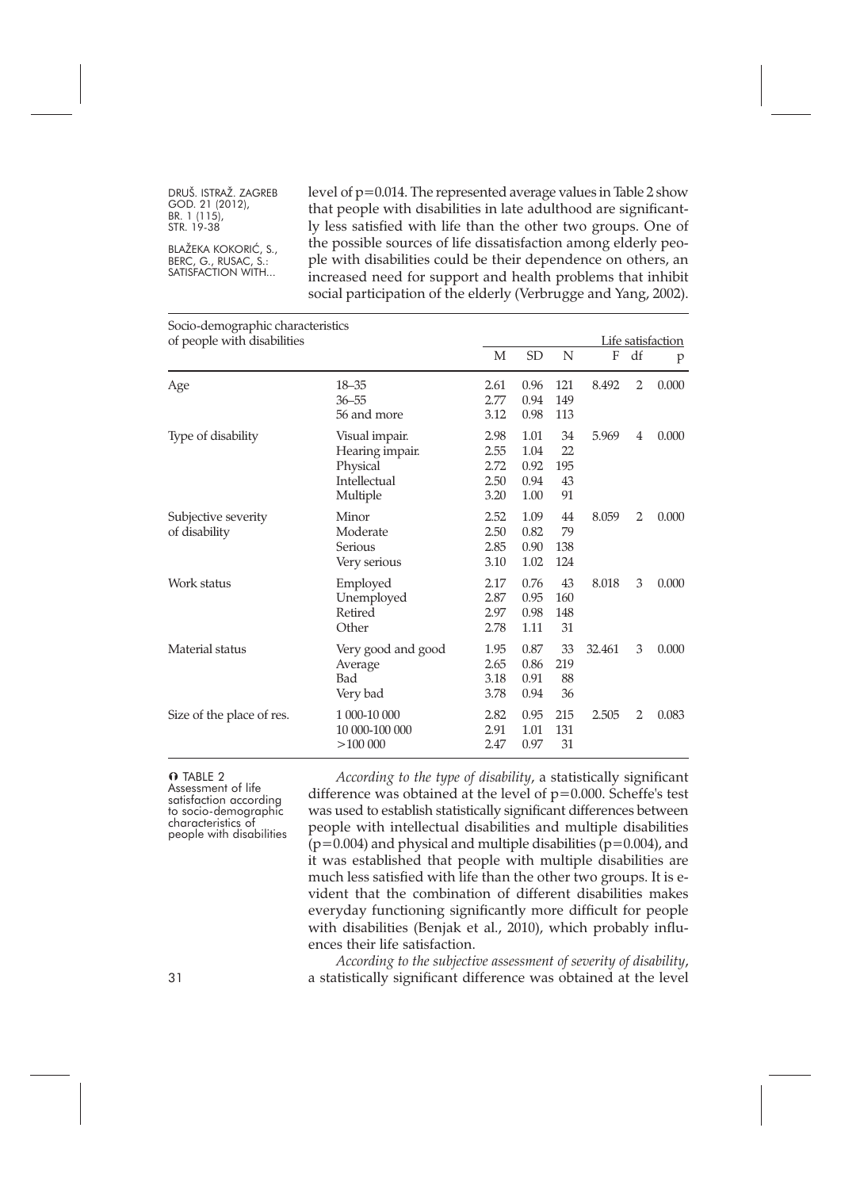level of p=0.014. The represented average values in Table 2 show that people with disabilities in late adulthood are significantly less satisfied with life than the other two groups. One of the possible sources of life dissatisfaction among elderly people with disabilities could be their dependence on others, an increased need for support and health problems that inhibit social participation of the elderly (Verbrugge and Yang, 2002).

| Socio-demographic characteristics of people with disabilities | | Life satisfaction | | | | | |
|---|---|---|---|---|---|---|---|
| | | M | SD | N | F | df | p |
| Age | 18–35 | 2.61 | 0.96 | 121 | 8.492 | 2 | 0.000 |
| | 36–55 | 2.77 | 0.94 | 149 | | | |
| | 56 and more | 3.12 | 0.98 | 113 | | | |
| Type of disability | Visual impair. | 2.98 | 1.01 | 34 | 5.969 | 4 | 0.000 |
| | Hearing impair. | 2.55 | 1.04 | 22 | | | |
| | Physical | 2.72 | 0.92 | 195 | | | |
| | Intellectual | 2.50 | 0.94 | 43 | | | |
| | Multiple | 3.20 | 1.00 | 91 | | | |
| Subjective severity of disability | Minor | 2.52 | 1.09 | 44 | 8.059 | 2 | 0.000 |
| | Moderate | 2.50 | 0.82 | 79 | | | |
| | Serious | 2.85 | 0.90 | 138 | | | |
| | Very serious | 3.10 | 1.02 | 124 | | | |
| Work status | Employed | 2.17 | 0.76 | 43 | 8.018 | 3 | 0.000 |
| | Unemployed | 2.87 | 0.95 | 160 | | | |
| | Retired | 2.97 | 0.98 | 148 | | | |
| | Other | 2.78 | 1.11 | 31 | | | |
| Material status | Very good and good | 1.95 | 0.87 | 33 | 32.461 | 3 | 0.000 |
| | Average | 2.65 | 0.86 | 219 | | | |
| | Bad | 3.18 | 0.91 | 88 | | | |
| | Very bad | 3.78 | 0.94 | 36 | | | |
| Size of the place of res. | 1 000-10 000 | 2.82 | 0.95 | 215 | 2.505 | 2 | 0.083 |
| | 10 000-100 000 | 2.91 | 1.01 | 131 | | | |
| | >100 000 | 2.47 | 0.97 | 31 | | | |

TABLE 2
Assessment of life satisfaction according to socio-demographic characteristics of people with disabilities

*According to the type of disability*, a statistically significant difference was obtained at the level of p=0.000. Scheffe's test was used to establish statistically significant differences between people with intellectual disabilities and multiple disabilities (p=0.004) and physical and multiple disabilities (p=0.004), and it was established that people with multiple disabilities are much less satisfied with life than the other two groups. It is evident that the combination of different disabilities makes everyday functioning significantly more difficult for people with disabilities (Benjak et al., 2010), which probably influences their life satisfaction.

*According to the subjective assessment of severity of disability*, a statistically significant difference was obtained at the level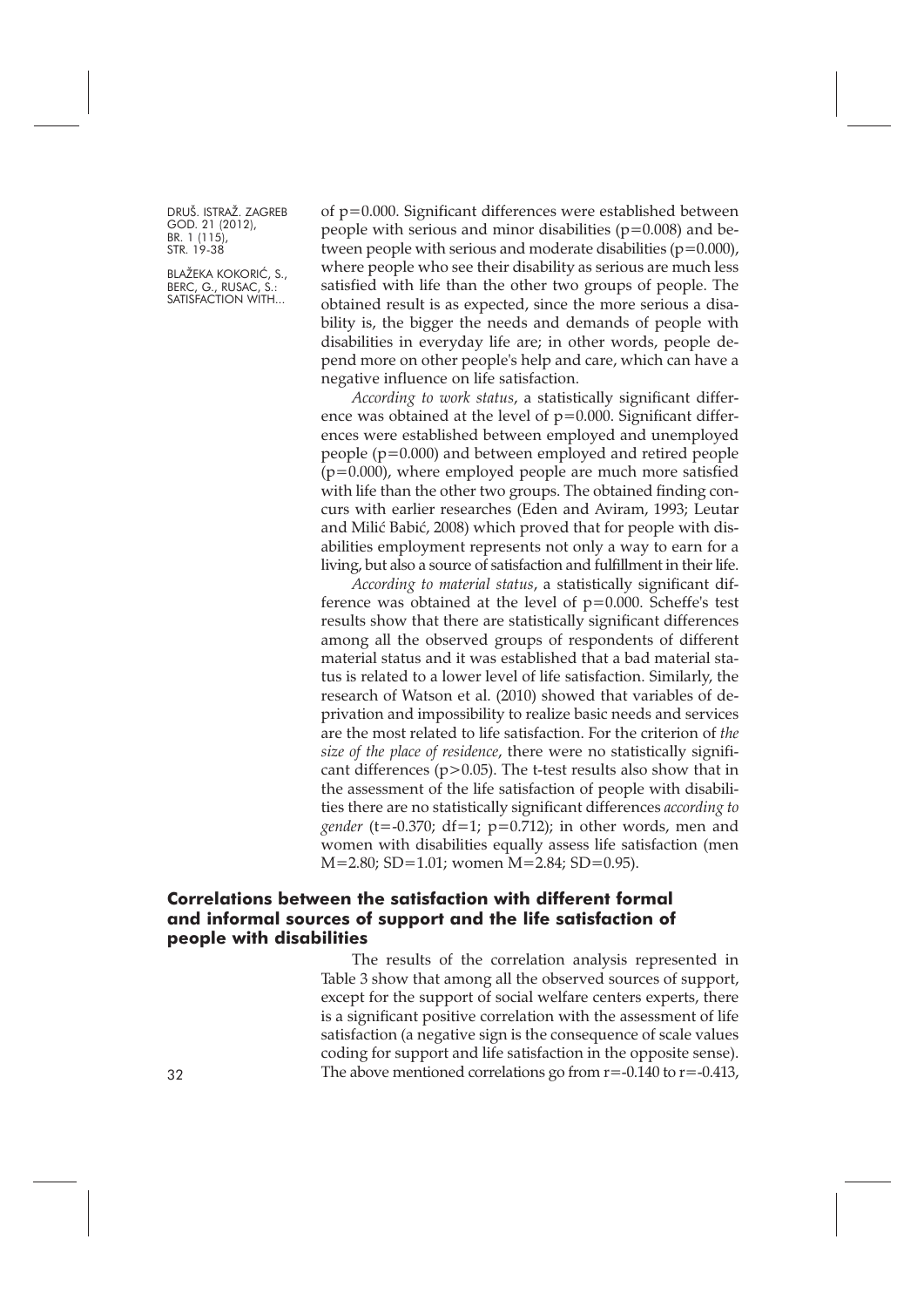of $p=0.000$. Significant differences were established between people with serious and minor disabilities ($p=0.008$) and between people with serious and moderate disabilities ($p=0.000$), where people who see their disability as serious are much less satisfied with life than the other two groups of people. The obtained result is as expected, since the more serious a disability is, the bigger the needs and demands of people with disabilities in everyday life are; in other words, people depend more on other people's help and care, which can have a negative influence on life satisfaction.

*According to work status*, a statistically significant difference was obtained at the level of $p=0.000$. Significant differences were established between employed and unemployed people ($p=0.000$) and between employed and retired people ($p=0.000$), where employed people are much more satisfied with life than the other two groups. The obtained finding concurs with earlier researches (Eden and Aviram, 1993; Leutar and Milić Babić, 2008) which proved that for people with disabilities employment represents not only a way to earn for a living, but also a source of satisfaction and fulfillment in their life.

*According to material status*, a statistically significant difference was obtained at the level of $p=0.000$. Scheffe's test results show that there are statistically significant differences among all the observed groups of respondents of different material status and it was established that a bad material status is related to a lower level of life satisfaction. Similarly, the research of Watson et al. (2010) showed that variables of deprivation and impossibility to realize basic needs and services are the most related to life satisfaction. For the criterion of *the size of the place of residence*, there were no statistically significant differences ($p>0.05$). The t-test results also show that in the assessment of the life satisfaction of people with disabilities there are no statistically significant differences *according to gender* ($t=-0.370$; $df=1$; $p=0.712$); in other words, men and women with disabilities equally assess life satisfaction (men $M=2.80$; $SD=1.01$; women $M=2.84$; $SD=0.95$).

## Correlations between the satisfaction with different formal and informal sources of support and the life satisfaction of people with disabilities

The results of the correlation analysis represented in Table 3 show that among all the observed sources of support, except for the support of social welfare centers experts, there is a significant positive correlation with the assessment of life satisfaction (a negative sign is the consequence of scale values coding for support and life satisfaction in the opposite sense). The above mentioned correlations go from $r=-0.140$ to $r=-0.413$,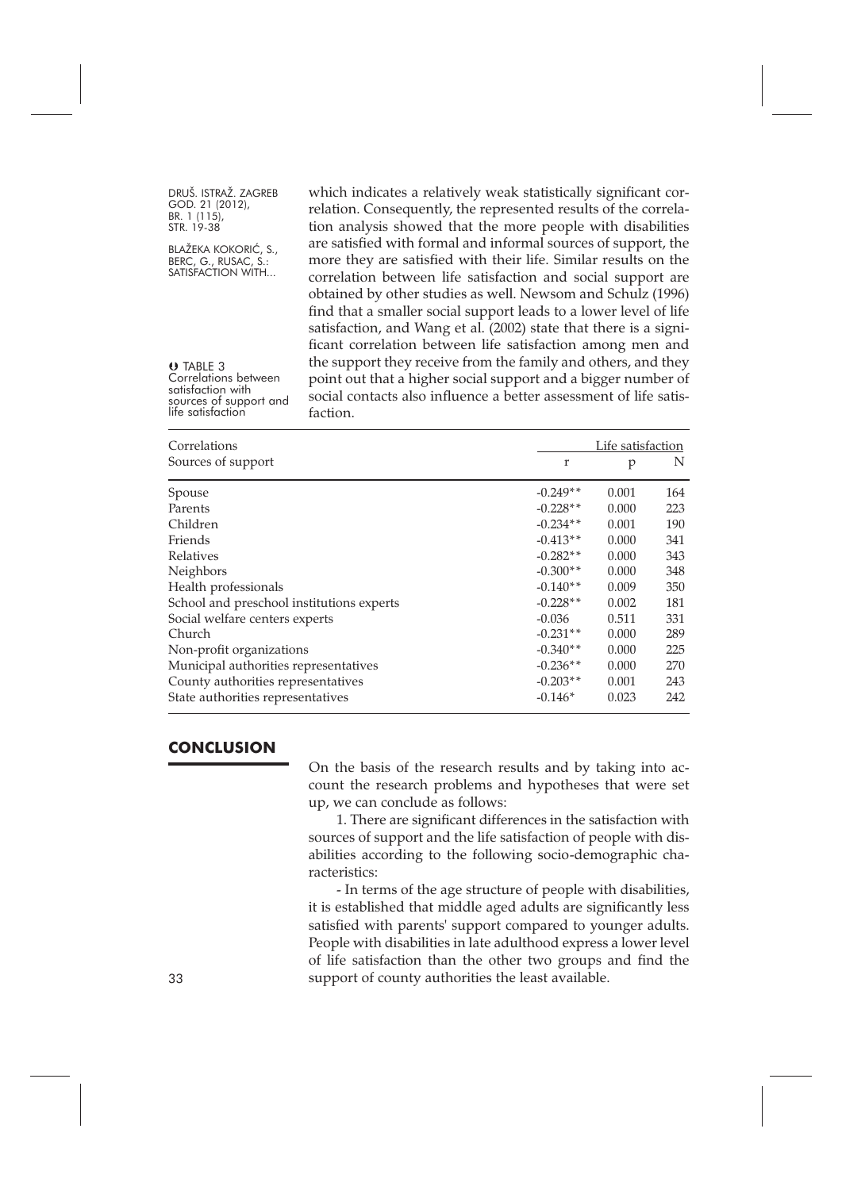which indicates a relatively weak statistically significant correlation. Consequently, the represented results of the correlation analysis showed that the more people with disabilities are satisfied with formal and informal sources of support, the more they are satisfied with their life. Similar results on the correlation between life satisfaction and social support are obtained by other studies as well. Newsom and Schulz (1996) find that a smaller social support leads to a lower level of life satisfaction, and Wang et al. (2002) state that there is a significant correlation between life satisfaction among men and the support they receive from the family and others, and they point out that a higher social support and a bigger number of social contacts also influence a better assessment of life satisfaction.

TABLE 3
Correlations between satisfaction with sources of support and life satisfaction

| Correlations | Life satisfaction | | |
|---|---|---|---|
| Sources of support | r | p | N |
| Spouse | -0.249** | 0.001 | 164 |
| Parents | -0.228** | 0.000 | 223 |
| Children | -0.234** | 0.001 | 190 |
| Friends | -0.413** | 0.000 | 341 |
| Relatives | -0.282** | 0.000 | 343 |
| Neighbors | -0.300** | 0.000 | 348 |
| Health professionals | -0.140** | 0.009 | 350 |
| School and preschool institutions experts | -0.228** | 0.002 | 181 |
| Social welfare centers experts | -0.036 | 0.511 | 331 |
| Church | -0.231** | 0.000 | 289 |
| Non-profit organizations | -0.340** | 0.000 | 225 |
| Municipal authorities representatives | -0.236** | 0.000 | 270 |
| County authorities representatives | -0.203** | 0.001 | 243 |
| State authorities representatives | -0.146* | 0.023 | 242 |

## CONCLUSION

On the basis of the research results and by taking into account the research problems and hypotheses that were set up, we can conclude as follows:

1. There are significant differences in the satisfaction with sources of support and the life satisfaction of people with disabilities according to the following socio-demographic characteristics:

- In terms of the age structure of people with disabilities, it is established that middle aged adults are significantly less satisfied with parents' support compared to younger adults. People with disabilities in late adulthood express a lower level of life satisfaction than the other two groups and find the support of county authorities the least available.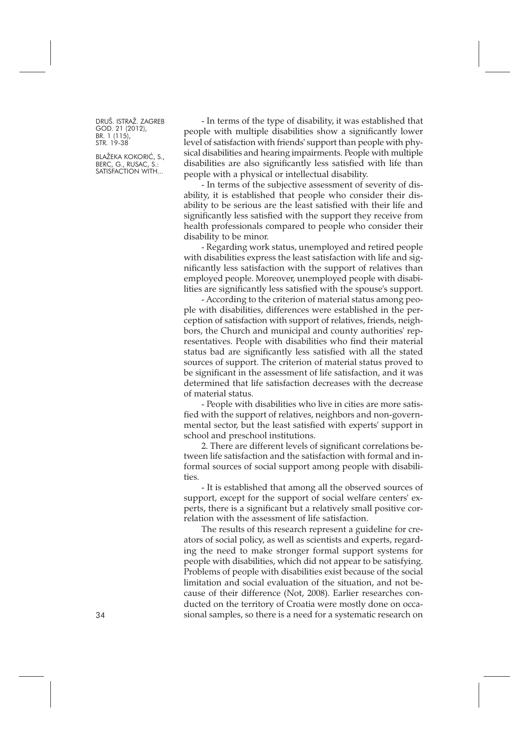- In terms of the type of disability, it was established that people with multiple disabilities show a significantly lower level of satisfaction with friends' support than people with physical disabilities and hearing impairments. People with multiple disabilities are also significantly less satisfied with life than people with a physical or intellectual disability.

- In terms of the subjective assessment of severity of disability, it is established that people who consider their disability to be serious are the least satisfied with their life and significantly less satisfied with the support they receive from health professionals compared to people who consider their disability to be minor.

- Regarding work status, unemployed and retired people with disabilities express the least satisfaction with life and significantly less satisfaction with the support of relatives than employed people. Moreover, unemployed people with disabilities are significantly less satisfied with the spouse's support.

- According to the criterion of material status among people with disabilities, differences were established in the perception of satisfaction with support of relatives, friends, neighbors, the Church and municipal and county authorities' representatives. People with disabilities who find their material status bad are significantly less satisfied with all the stated sources of support. The criterion of material status proved to be significant in the assessment of life satisfaction, and it was determined that life satisfaction decreases with the decrease of material status.

- People with disabilities who live in cities are more satisfied with the support of relatives, neighbors and non-governmental sector, but the least satisfied with experts' support in school and preschool institutions.

2. There are different levels of significant correlations between life satisfaction and the satisfaction with formal and informal sources of social support among people with disabilities.

- It is established that among all the observed sources of support, except for the support of social welfare centers' experts, there is a significant but a relatively small positive correlation with the assessment of life satisfaction.

The results of this research represent a guideline for creators of social policy, as well as scientists and experts, regarding the need to make stronger formal support systems for people with disabilities, which did not appear to be satisfying. Problems of people with disabilities exist because of the social limitation and social evaluation of the situation, and not because of their difference (Not, 2008). Earlier researches conducted on the territory of Croatia were mostly done on occasional samples, so there is a need for a systematic research on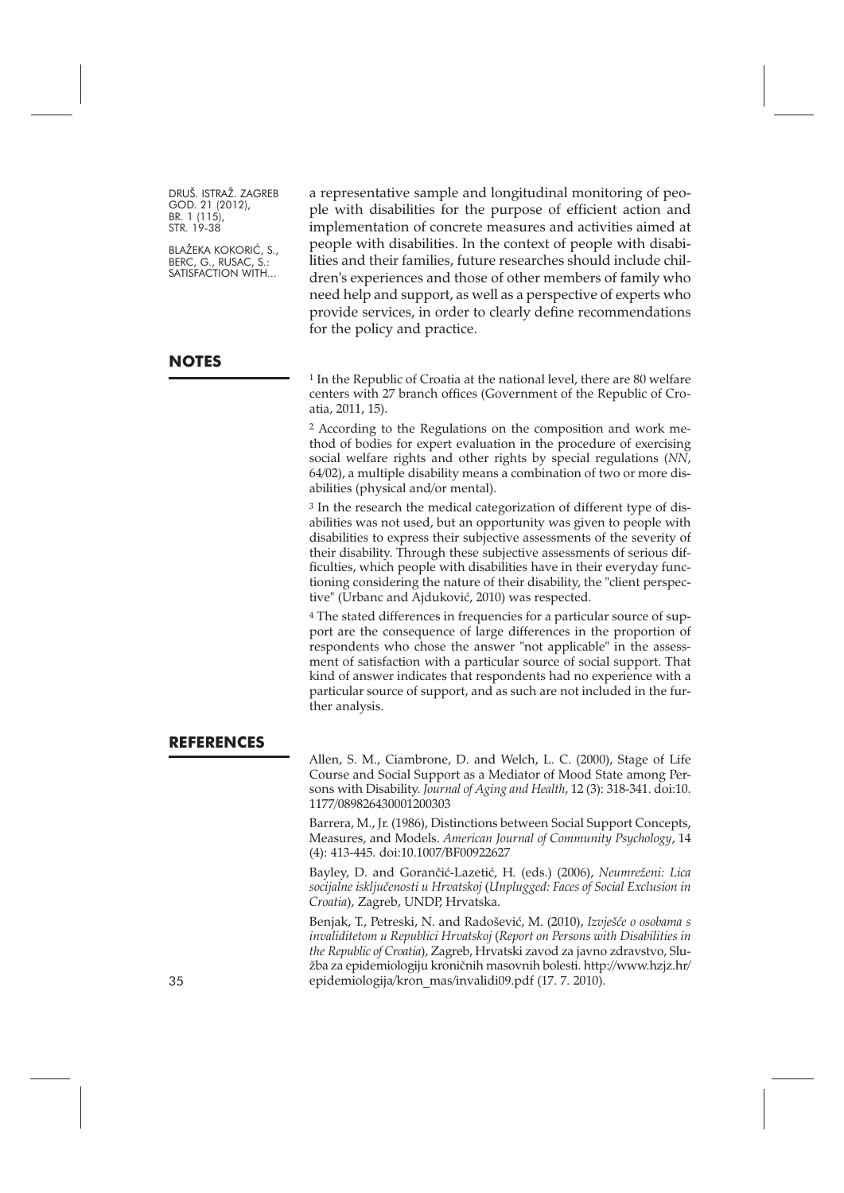a representative sample and longitudinal monitoring of people with disabilities for the purpose of efficient action and implementation of concrete measures and activities aimed at people with disabilities. In the context of people with disabilities and their families, future researches should include children's experiences and those of other members of family who need help and support, as well as a perspective of experts who provide services, in order to clearly define recommendations for the policy and practice.

## NOTES

[1] In the Republic of Croatia at the national level, there are 80 welfare centers with 27 branch offices (Government of the Republic of Croatia, 2011, 15).

[2] According to the Regulations on the composition and work method of bodies for expert evaluation in the procedure of exercising social welfare rights and other rights by special regulations (*NN*, 64/02), a multiple disability means a combination of two or more disabilities (physical and/or mental).

[3] In the research the medical categorization of different type of disabilities was not used, but an opportunity was given to people with disabilities to express their subjective assessments of the severity of their disability. Through these subjective assessments of serious difficulties, which people with disabilities have in their everyday functioning considering the nature of their disability, the "client perspective" (Urbanc and Ajduković, 2010) was respected.

[4] The stated differences in frequencies for a particular source of support are the consequence of large differences in the proportion of respondents who chose the answer "not applicable" in the assessment of satisfaction with a particular source of social support. That kind of answer indicates that respondents had no experience with a particular source of support, and as such are not included in the further analysis.

## REFERENCES

Allen, S. M., Ciambrone, D. and Welch, L. C. (2000), Stage of Life Course and Social Support as a Mediator of Mood State among Persons with Disability. *Journal of Aging and Health*, 12 (3): 318-341. doi:10.1177/089826430001200303

Barrera, M., Jr. (1986), Distinctions between Social Support Concepts, Measures, and Models. *American Journal of Community Psychology*, 14 (4): 413-445. doi:10.1007/BF00922627

Bayley, D. and Gorančić-Lazetić, H. (eds.) (2006), *Neumreženi: Lica socijalne isključenosti u Hrvatskoj* (*Unplugged: Faces of Social Exclusion in Croatia*), Zagreb, UNDP, Hrvatska.

Benjak, T., Petreski, N. and Radošević, M. (2010), *Izvješće o osobama s invaliditetom u Republici Hrvatskoj* (*Report on Persons with Disabilities in the Republic of Croatia*), Zagreb, Hrvatski zavod za javno zdravstvo, Služba za epidemiologiju kroničnih masovnih bolesti. http://www.hzjz.hr/epidemiologija/kron_mas/invalidi09.pdf (17. 7. 2010).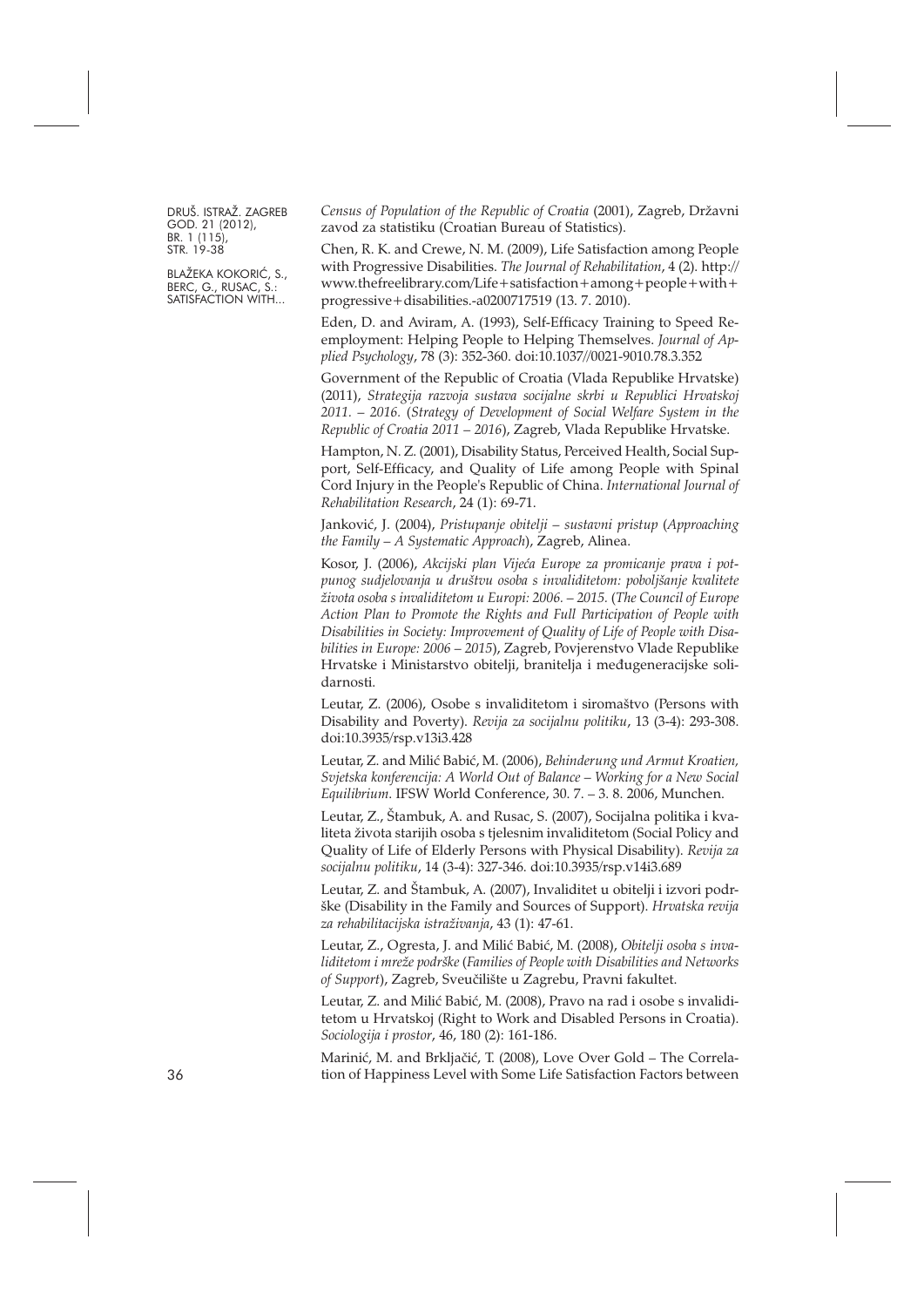*Census of Population of the Republic of Croatia* (2001), Zagreb, Državni zavod za statistiku (Croatian Bureau of Statistics).

Chen, R. K. and Crewe, N. M. (2009), Life Satisfaction among People with Progressive Disabilities. *The Journal of Rehabilitation*, 4 (2). http://www.thefreelibrary.com/Life+satisfaction+among+people+with+progressive+disabilities.-a0200717519 (13. 7. 2010).

Eden, D. and Aviram, A. (1993), Self-Efficacy Training to Speed Reemployment: Helping People to Helping Themselves. *Journal of Applied Psychology*, 78 (3): 352-360. doi:10.1037//0021-9010.78.3.352

Government of the Republic of Croatia (Vlada Republike Hrvatske) (2011), *Strategija razvoja sustava socijalne skrbi u Republici Hrvatskoj 2011. – 2016.* (*Strategy of Development of Social Welfare System in the Republic of Croatia 2011 – 2016*), Zagreb, Vlada Republike Hrvatske.

Hampton, N. Z. (2001), Disability Status, Perceived Health, Social Support, Self-Efficacy, and Quality of Life among People with Spinal Cord Injury in the People's Republic of China. *International Journal of Rehabilitation Research*, 24 (1): 69-71.

Janković, J. (2004), *Pristupanje obitelji – sustavni pristup* (*Approaching the Family – A Systematic Approach*), Zagreb, Alinea.

Kosor, J. (2006), *Akcijski plan Vijeća Europe za promicanje prava i potpunog sudjelovanja u društvu osoba s invaliditetom: poboljšanje kvalitete života osoba s invaliditetom u Europi: 2006. – 2015.* (*The Council of Europe Action Plan to Promote the Rights and Full Participation of People with Disabilities in Society: Improvement of Quality of Life of People with Disabilities in Europe: 2006 – 2015*), Zagreb, Povjerenstvo Vlade Republike Hrvatske i Ministarstvo obitelji, branitelja i međugeneracijske solidarnosti.

Leutar, Z. (2006), Osobe s invaliditetom i siromaštvo (Persons with Disability and Poverty). *Revija za socijalnu politiku*, 13 (3-4): 293-308. doi:10.3935/rsp.v13i3.428

Leutar, Z. and Milić Babić, M. (2006), *Behinderung und Armut Kroatien, Svjetska konferencija: A World Out of Balance – Working for a New Social Equilibrium.* IFSW World Conference, 30. 7. – 3. 8. 2006, Munchen.

Leutar, Z., Štambuk, A. and Rusac, S. (2007), Socijalna politika i kvaliteta života starijih osoba s tjelesnim invaliditetom (Social Policy and Quality of Life of Elderly Persons with Physical Disability). *Revija za socijalnu politiku*, 14 (3-4): 327-346. doi:10.3935/rsp.v14i3.689

Leutar, Z. and Štambuk, A. (2007), Invaliditet u obitelji i izvori podrške (Disability in the Family and Sources of Support). *Hrvatska revija za rehabilitacijska istraživanja*, 43 (1): 47-61.

Leutar, Z., Ogresta, J. and Milić Babić, M. (2008), *Obitelji osoba s invaliditetom i mreže podrške* (*Families of People with Disabilities and Networks of Support*), Zagreb, Sveučilište u Zagrebu, Pravni fakultet.

Leutar, Z. and Milić Babić, M. (2008), Pravo na rad i osobe s invaliditetom u Hrvatskoj (Right to Work and Disabled Persons in Croatia). *Sociologija i prostor*, 46, 180 (2): 161-186.

Marinić, M. and Brkljačić, T. (2008), Love Over Gold – The Correlation of Happiness Level with Some Life Satisfaction Factors between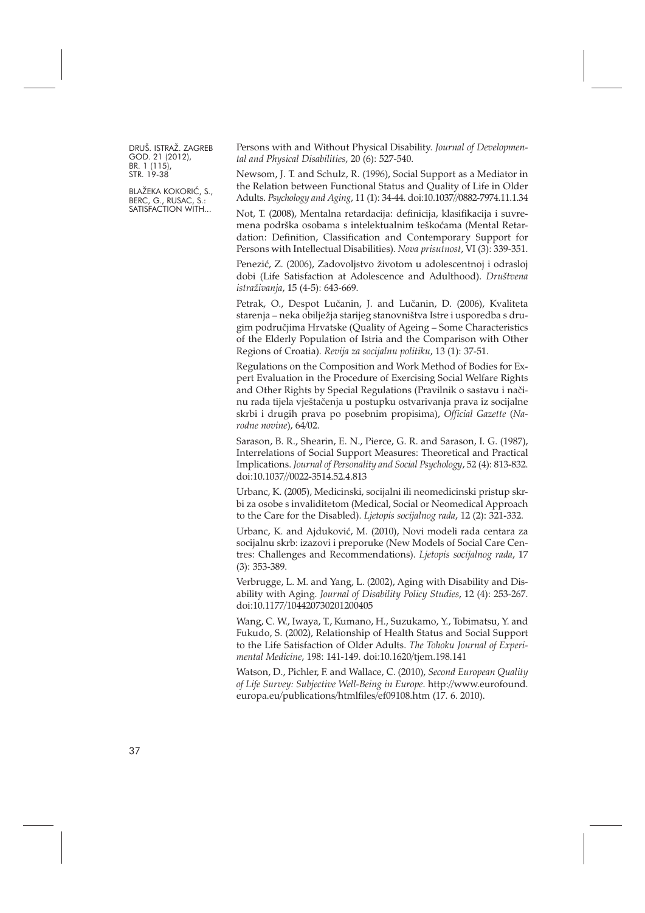Persons with and Without Physical Disability. *Journal of Developmental and Physical Disabilities*, 20 (6): 527-540.

Newsom, J. T. and Schulz, R. (1996), Social Support as a Mediator in the Relation between Functional Status and Quality of Life in Older Adults. *Psychology and Aging*, 11 (1): 34-44. doi:10.1037//0882-7974.11.1.34

Not, T. (2008), Mentalna retardacija: definicija, klasifikacija i suvremena podrška osobama s intelektualnim teškoćama (Mental Retardation: Definition, Classification and Contemporary Support for Persons with Intellectual Disabilities). *Nova prisutnost*, VI (3): 339-351.

Penezić, Z. (2006), Zadovoljstvo životom u adolescentnoj i odrasloj dobi (Life Satisfaction at Adolescence and Adulthood). *Društvena istraživanja*, 15 (4-5): 643-669.

Petrak, O., Despot Lučanin, J. and Lučanin, D. (2006), Kvaliteta starenja – neka obilježja starijeg stanovništva Istre i usporedba s drugim područjima Hrvatske (Quality of Ageing – Some Characteristics of the Elderly Population of Istria and the Comparison with Other Regions of Croatia). *Revija za socijalnu politiku*, 13 (1): 37-51.

Regulations on the Composition and Work Method of Bodies for Expert Evaluation in the Procedure of Exercising Social Welfare Rights and Other Rights by Special Regulations (Pravilnik o sastavu i načinu rada tijela vještačenja u postupku ostvarivanja prava iz socijalne skrbi i drugih prava po posebnim propisima), *Official Gazette* (*Narodne novine*), 64/02.

Sarason, B. R., Shearin, E. N., Pierce, G. R. and Sarason, I. G. (1987), Interrelations of Social Support Measures: Theoretical and Practical Implications. *Journal of Personality and Social Psychology*, 52 (4): 813-832. doi:10.1037//0022-3514.52.4.813

Urbanc, K. (2005), Medicinski, socijalni ili neomedicinski pristup skrbi za osobe s invaliditetom (Medical, Social or Neomedical Approach to the Care for the Disabled). *Ljetopis socijalnog rada*, 12 (2): 321-332.

Urbanc, K. and Ajduković, M. (2010), Novi modeli rada centara za socijalnu skrb: izazovi i preporuke (New Models of Social Care Centres: Challenges and Recommendations). *Ljetopis socijalnog rada*, 17 (3): 353-389.

Verbrugge, L. M. and Yang, L. (2002), Aging with Disability and Disability with Aging. *Journal of Disability Policy Studies*, 12 (4): 253-267. doi:10.1177/104420730201200405

Wang, C. W., Iwaya, T., Kumano, H., Suzukamo, Y., Tobimatsu, Y. and Fukudo, S. (2002), Relationship of Health Status and Social Support to the Life Satisfaction of Older Adults. *The Tohoku Journal of Experimental Medicine*, 198: 141-149. doi:10.1620/tjem.198.141

Watson, D., Pichler, F. and Wallace, C. (2010), *Second European Quality of Life Survey: Subjective Well-Being in Europe*. http://www.eurofound.europa.eu/publications/htmlfiles/ef09108.htm (17. 6. 2010).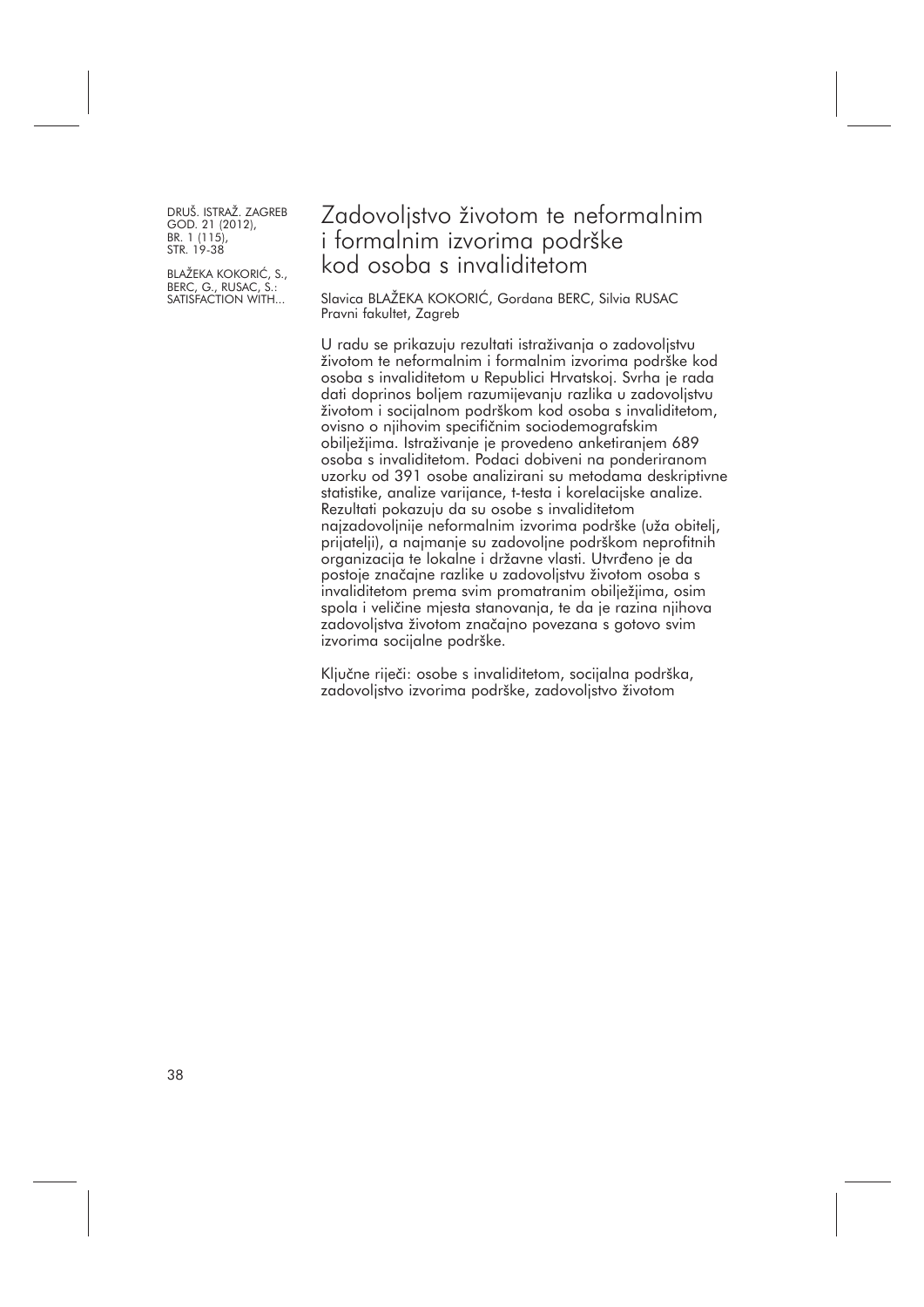# Zadovoljstvo životom te neformalnim i formalnim izvorima podrške kod osoba s invaliditetom

Slavica BLAŽEKA KOKORIĆ, Gordana BERC, Silvia RUSAC
Pravni fakultet, Zagreb

U radu se prikazuju rezultati istraživanja o zadovoljstvu životom te neformalnim i formalnim izvorima podrške kod osoba s invaliditetom u Republici Hrvatskoj. Svrha je rada dati doprinos boljem razumijevanju razlika u zadovoljstvu životom i socijalnom podrškom kod osoba s invaliditetom, ovisno o njihovim specifičnim sociodemografskim obilježjima. Istraživanje je provedeno anketiranjem 689 osoba s invaliditetom. Podaci dobiveni na ponderiranom uzorku od 391 osobe analizirani su metodama deskriptivne statistike, analize varijance, t-testa i korelacijske analize. Rezultati pokazuju da su osobe s invaliditetom najzadovoljnije neformalnim izvorima podrške (uža obitelj, prijatelji), a najmanje su zadovoljne podrškom neprofitnih organizacija te lokalne i državne vlasti. Utvrđeno je da postoje značajne razlike u zadovoljstvu životom osoba s invaliditetom prema svim promatranim obilježjima, osim spola i veličine mjesta stanovanja, te da je razina njihova zadovoljstva životom značajno povezana s gotovo svim izvorima socijalne podrške.

Ključne riječi: osobe s invaliditetom, socijalna podrška, zadovoljstvo izvorima podrške, zadovoljstvo životom